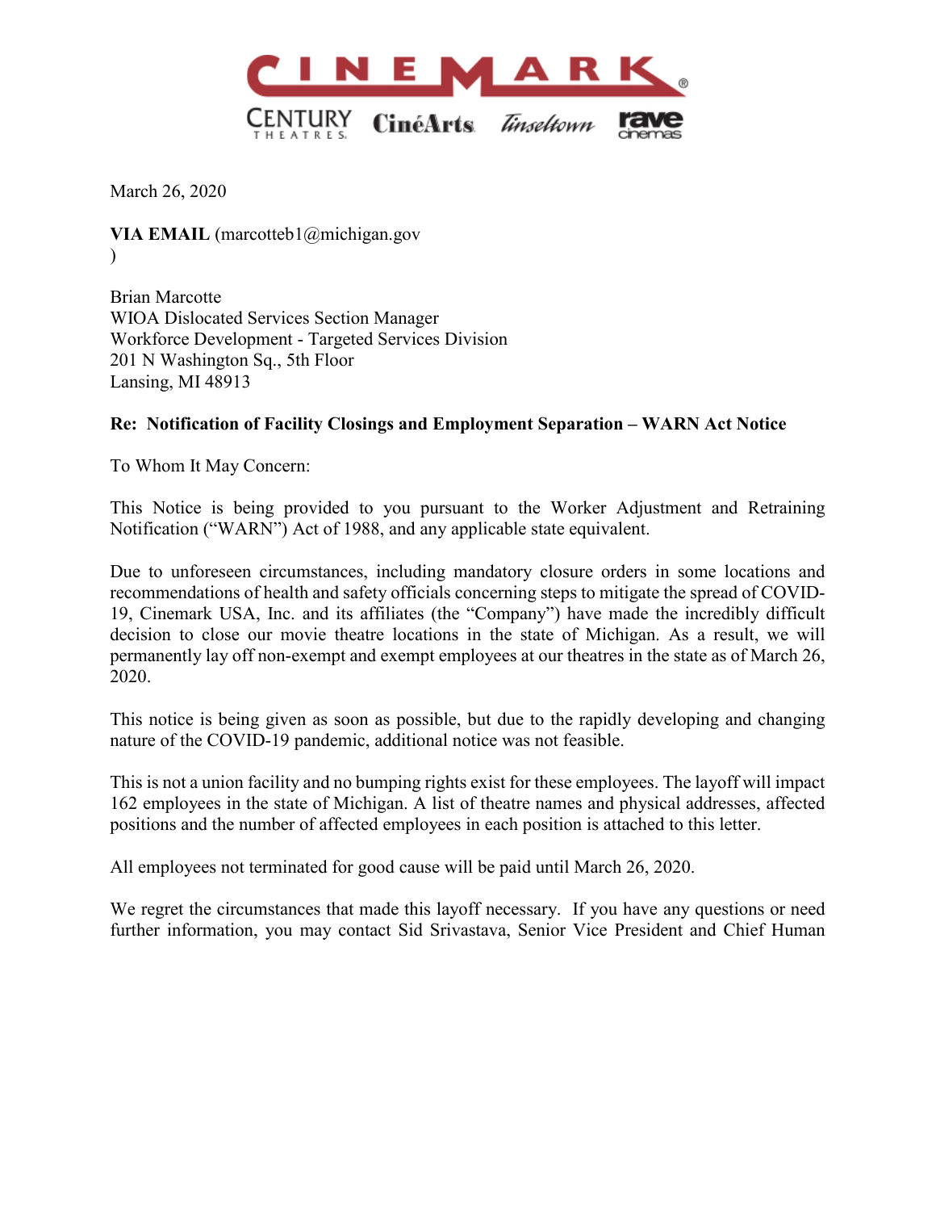March 26, 2020

**VIA EMAIL** (marcotteb1@michigan.gov
)

Brian Marcotte
WIOA Dislocated Services Section Manager
Workforce Development - Targeted Services Division
201 N Washington Sq., 5th Floor
Lansing, MI 48913

**Re: Notification of Facility Closings and Employment Separation – WARN Act Notice**

To Whom It May Concern:

This Notice is being provided to you pursuant to the Worker Adjustment and Retraining Notification ("WARN") Act of 1988, and any applicable state equivalent.

Due to unforeseen circumstances, including mandatory closure orders in some locations and recommendations of health and safety officials concerning steps to mitigate the spread of COVID-19, Cinemark USA, Inc. and its affiliates (the "Company") have made the incredibly difficult decision to close our movie theatre locations in the state of Michigan. As a result, we will permanently lay off non-exempt and exempt employees at our theatres in the state as of March 26, 2020.

This notice is being given as soon as possible, but due to the rapidly developing and changing nature of the COVID-19 pandemic, additional notice was not feasible.

This is not a union facility and no bumping rights exist for these employees. The layoff will impact 162 employees in the state of Michigan. A list of theatre names and physical addresses, affected positions and the number of affected employees in each position is attached to this letter.

All employees not terminated for good cause will be paid until March 26, 2020.

We regret the circumstances that made this layoff necessary. If you have any questions or need further information, you may contact Sid Srivastava, Senior Vice President and Chief Human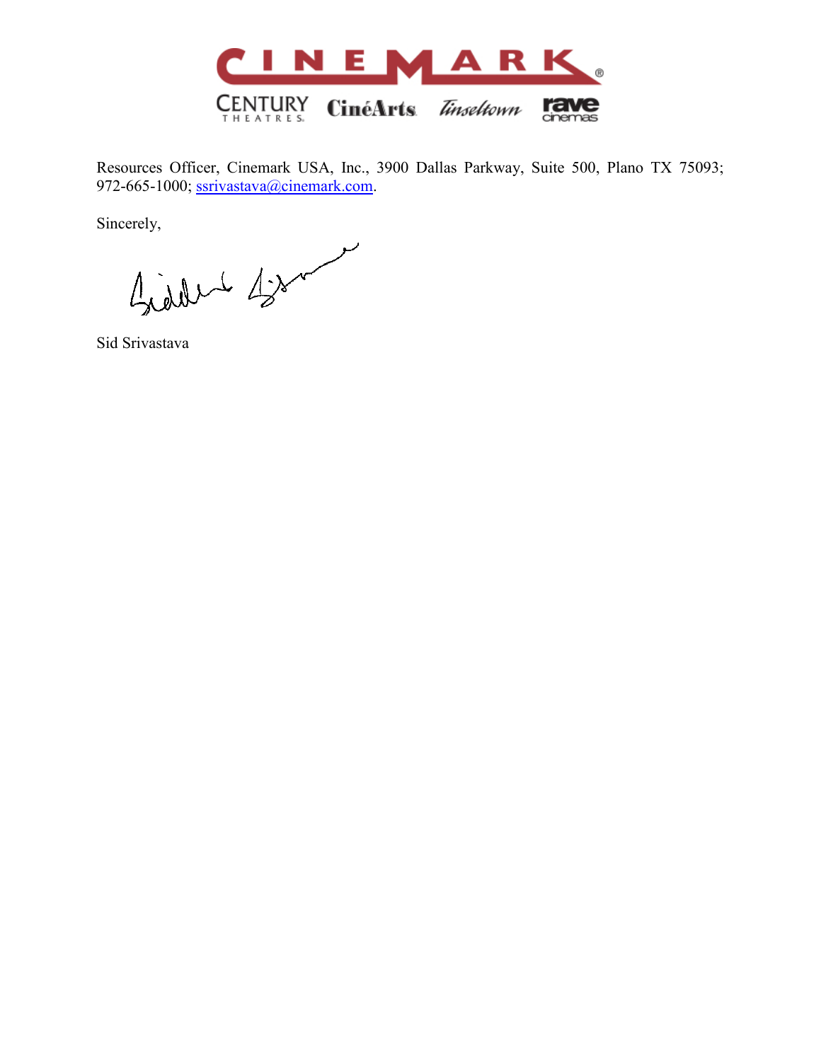Resources Officer, Cinemark USA, Inc., 3900 Dallas Parkway, Suite 500, Plano TX 75093; 972-665-1000; ssrivastava@cinemark.com.

Sincerely,

Sid Srivastava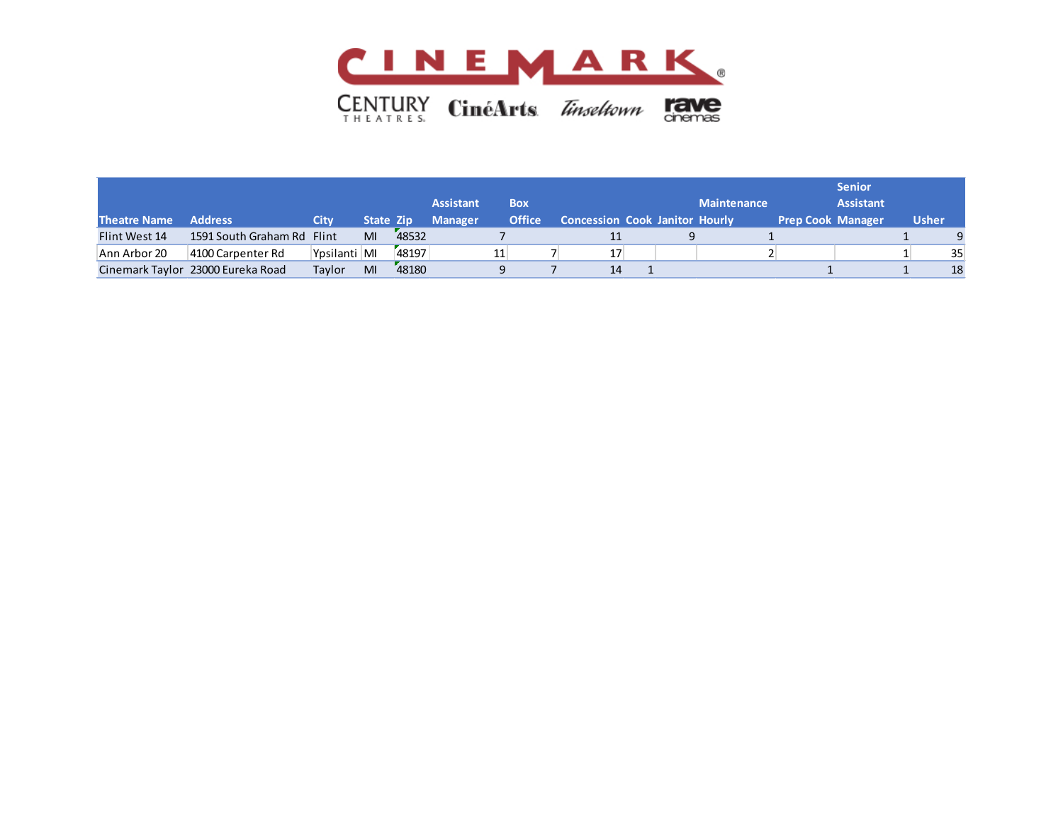CINEMARK

CENTURY THEATRES · CinéArts · Tinseltown · rave cinemas

| Theatre Name | Address | City | State | Zip | Assistant Manager | Box Office | Concession | Cook | Janitor | Maintenance Hourly | Prep Cook | Senior Assistant Manager | Usher |
|---|---|---|---|---|---|---|---|---|---|---|---|---|---|
| Flint West 14 | 1591 South Graham Rd | Flint | MI | 48532 | 7 | | 11 | | 9 | 1 | | 1 | 9 |
| Ann Arbor 20 | 4100 Carpenter Rd | Ypsilanti | MI | 48197 | 11 | 7 | 17 | | | 2 | | 1 | 35 |
| Cinemark Taylor | 23000 Eureka Road | Taylor | MI | 48180 | 9 | 7 | 14 | 1 | | | 1 | 1 | 18 |